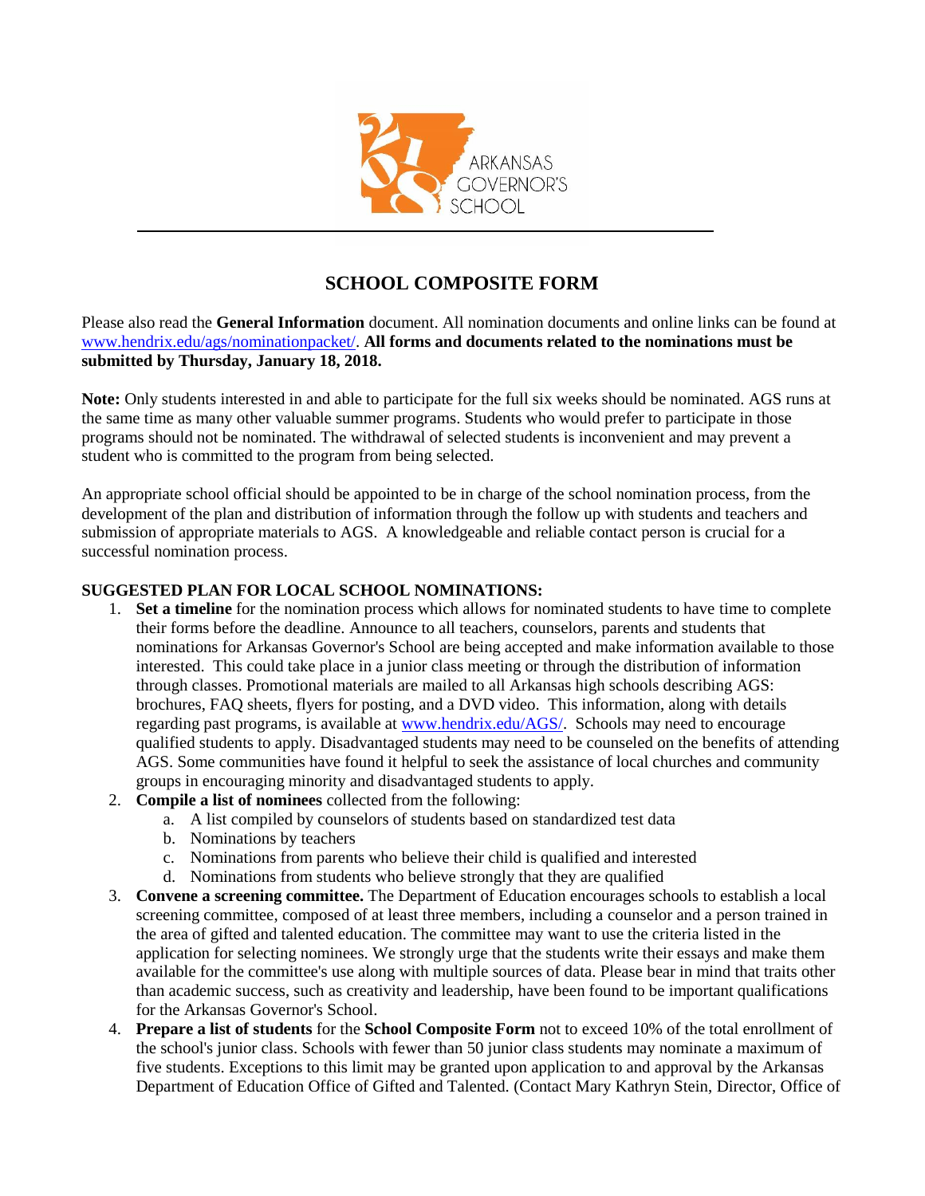ARKANSAS GOVERNOR'S SCHOOL

# SCHOOL COMPOSITE FORM

Please also read the **General Information** document. All nomination documents and online links can be found at [www.hendrix.edu/ags/nominationpacket/](http://www.hendrix.edu/ags/nominationpacket/). **All forms and documents related to the nominations must be submitted by Thursday, January 18, 2018.**

**Note:** Only students interested in and able to participate for the full six weeks should be nominated. AGS runs at the same time as many other valuable summer programs. Students who would prefer to participate in those programs should not be nominated. The withdrawal of selected students is inconvenient and may prevent a student who is committed to the program from being selected.

An appropriate school official should be appointed to be in charge of the school nomination process, from the development of the plan and distribution of information through the follow up with students and teachers and submission of appropriate materials to AGS. A knowledgeable and reliable contact person is crucial for a successful nomination process.

**SUGGESTED PLAN FOR LOCAL SCHOOL NOMINATIONS:**

1. **Set a timeline** for the nomination process which allows for nominated students to have time to complete their forms before the deadline. Announce to all teachers, counselors, parents and students that nominations for Arkansas Governor's School are being accepted and make information available to those interested. This could take place in a junior class meeting or through the distribution of information through classes. Promotional materials are mailed to all Arkansas high schools describing AGS: brochures, FAQ sheets, flyers for posting, and a DVD video. This information, along with details regarding past programs, is available at [www.hendrix.edu/AGS/](http://www.hendrix.edu/AGS/). Schools may need to encourage qualified students to apply. Disadvantaged students may need to be counseled on the benefits of attending AGS. Some communities have found it helpful to seek the assistance of local churches and community groups in encouraging minority and disadvantaged students to apply.
2. **Compile a list of nominees** collected from the following:
   a. A list compiled by counselors of students based on standardized test data
   b. Nominations by teachers
   c. Nominations from parents who believe their child is qualified and interested
   d. Nominations from students who believe strongly that they are qualified
3. **Convene a screening committee.** The Department of Education encourages schools to establish a local screening committee, composed of at least three members, including a counselor and a person trained in the area of gifted and talented education. The committee may want to use the criteria listed in the application for selecting nominees. We strongly urge that the students write their essays and make them available for the committee's use along with multiple sources of data. Please bear in mind that traits other than academic success, such as creativity and leadership, have been found to be important qualifications for the Arkansas Governor's School.
4. **Prepare a list of students** for the **School Composite Form** not to exceed 10% of the total enrollment of the school's junior class. Schools with fewer than 50 junior class students may nominate a maximum of five students. Exceptions to this limit may be granted upon application to and approval by the Arkansas Department of Education Office of Gifted and Talented. (Contact Mary Kathryn Stein, Director, Office of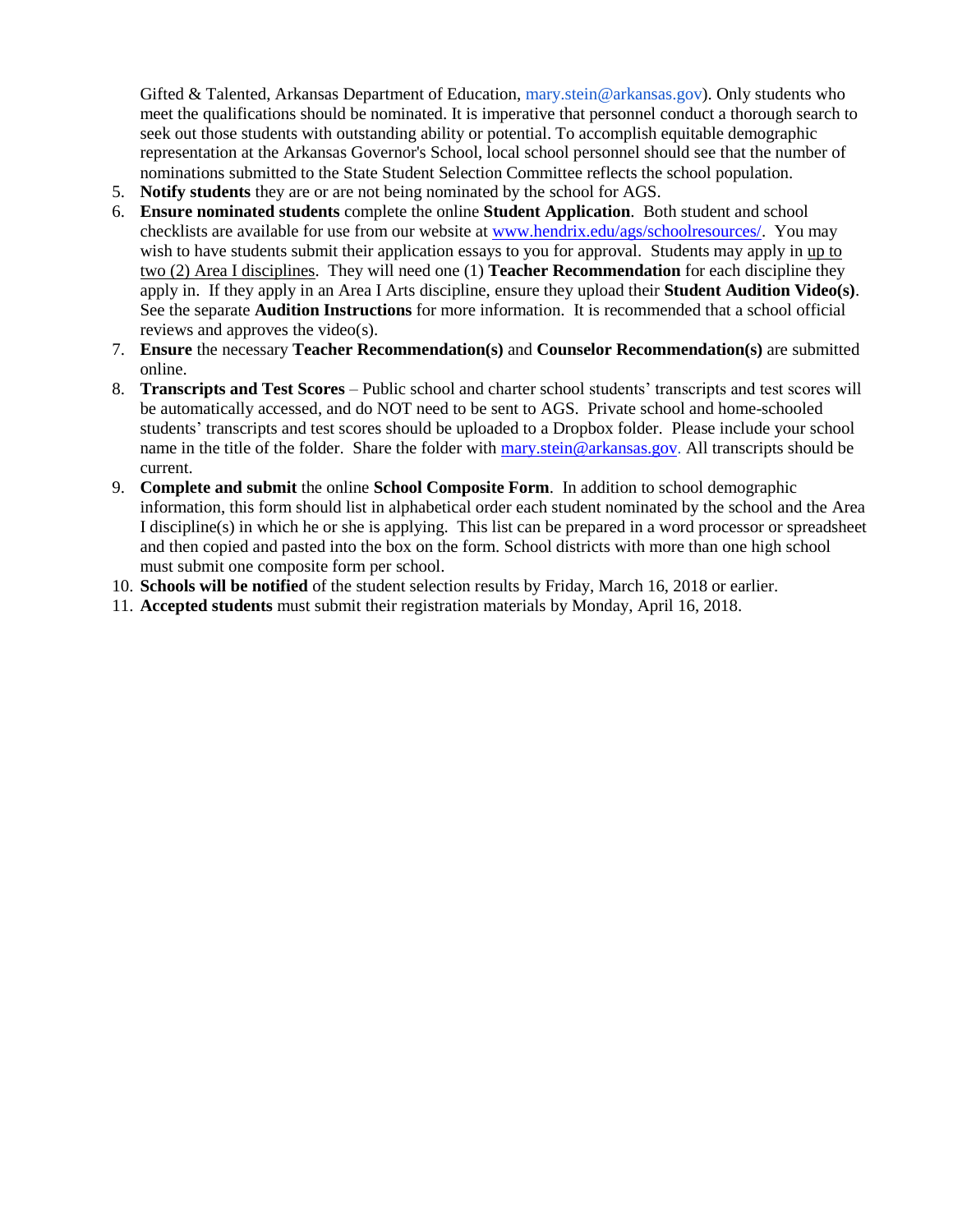Gifted & Talented, Arkansas Department of Education, mary.stein@arkansas.gov). Only students who meet the qualifications should be nominated. It is imperative that personnel conduct a thorough search to seek out those students with outstanding ability or potential. To accomplish equitable demographic representation at the Arkansas Governor's School, local school personnel should see that the number of nominations submitted to the State Student Selection Committee reflects the school population.

5. **Notify students** they are or are not being nominated by the school for AGS.
6. **Ensure nominated students** complete the online **Student Application**. Both student and school checklists are available for use from our website at www.hendrix.edu/ags/schoolresources/. You may wish to have students submit their application essays to you for approval. Students may apply in up to two (2) Area I disciplines. They will need one (1) **Teacher Recommendation** for each discipline they apply in. If they apply in an Area I Arts discipline, ensure they upload their **Student Audition Video(s)**. See the separate **Audition Instructions** for more information. It is recommended that a school official reviews and approves the video(s).
7. **Ensure** the necessary **Teacher Recommendation(s)** and **Counselor Recommendation(s)** are submitted online.
8. **Transcripts and Test Scores** – Public school and charter school students' transcripts and test scores will be automatically accessed, and do NOT need to be sent to AGS. Private school and home-schooled students' transcripts and test scores should be uploaded to a Dropbox folder. Please include your school name in the title of the folder. Share the folder with mary.stein@arkansas.gov. All transcripts should be current.
9. **Complete and submit** the online **School Composite Form**. In addition to school demographic information, this form should list in alphabetical order each student nominated by the school and the Area I discipline(s) in which he or she is applying. This list can be prepared in a word processor or spreadsheet and then copied and pasted into the box on the form. School districts with more than one high school must submit one composite form per school.
10. **Schools will be notified** of the student selection results by Friday, March 16, 2018 or earlier.
11. **Accepted students** must submit their registration materials by Monday, April 16, 2018.